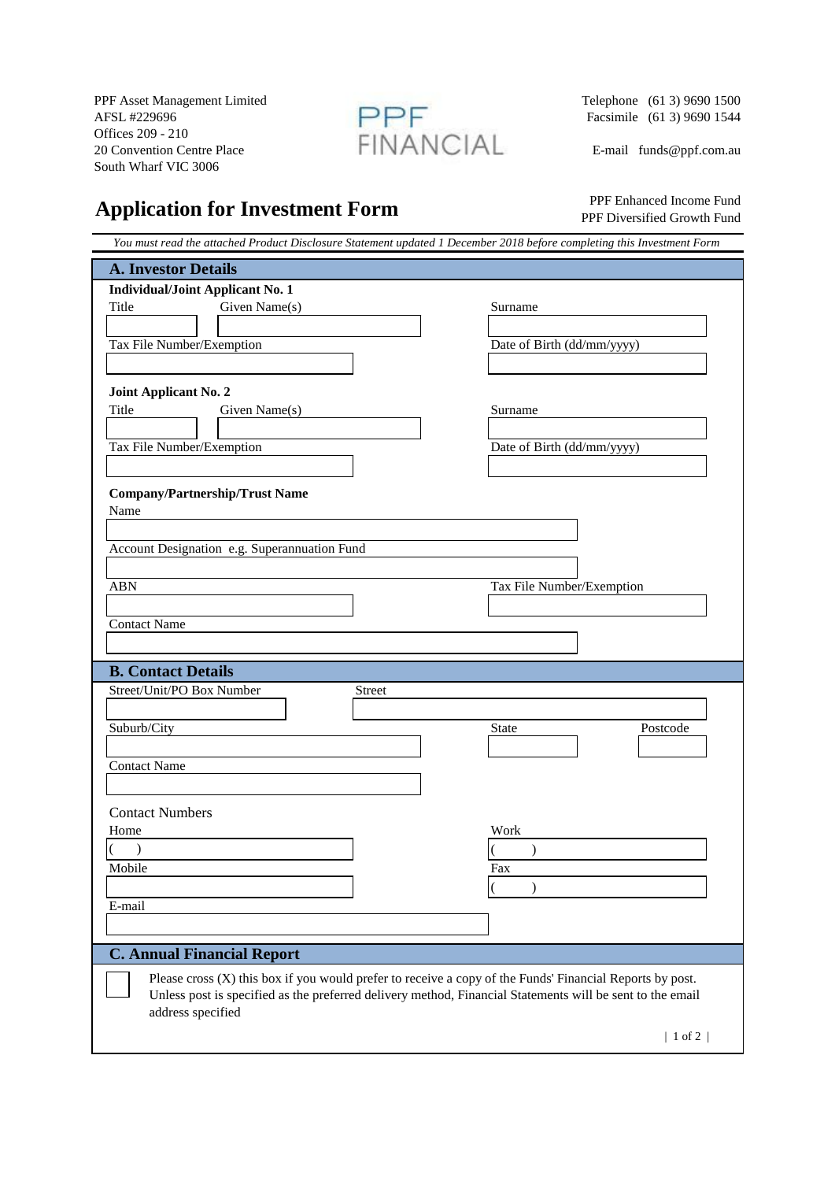PPF Asset Management Limited
AFSL #229696
Offices 209 - 210
20 Convention Centre Place
South Wharf VIC 3006

PPF FINANCIAL

Telephone (61 3) 9690 1500
Facsimile (61 3) 9690 1544

E-mail funds@ppf.com.au

# Application for Investment Form

PPF Enhanced Income Fund
PPF Diversified Growth Fund

*You must read the attached Product Disclosure Statement updated 1 December 2018 before completing this Investment Form*

## A. Investor Details

**Individual/Joint Applicant No. 1**

Title | Given Name(s) | Surname

Tax File Number/Exemption | Date of Birth (dd/mm/yyyy)

**Joint Applicant No. 2**

Title | Given Name(s) | Surname

Tax File Number/Exemption | Date of Birth (dd/mm/yyyy)

**Company/Partnership/Trust Name**

Name

Account Designation e.g. Superannuation Fund

ABN | Tax File Number/Exemption

Contact Name

## B. Contact Details

Street/Unit/PO Box Number | Street

Suburb/City | State | Postcode

Contact Name

Contact Numbers

Home ( ) | Work ( )

Mobile | Fax ( )

E-mail

## C. Annual Financial Report

☐ Please cross (X) this box if you would prefer to receive a copy of the Funds' Financial Reports by post. Unless post is specified as the preferred delivery method, Financial Statements will be sent to the email address specified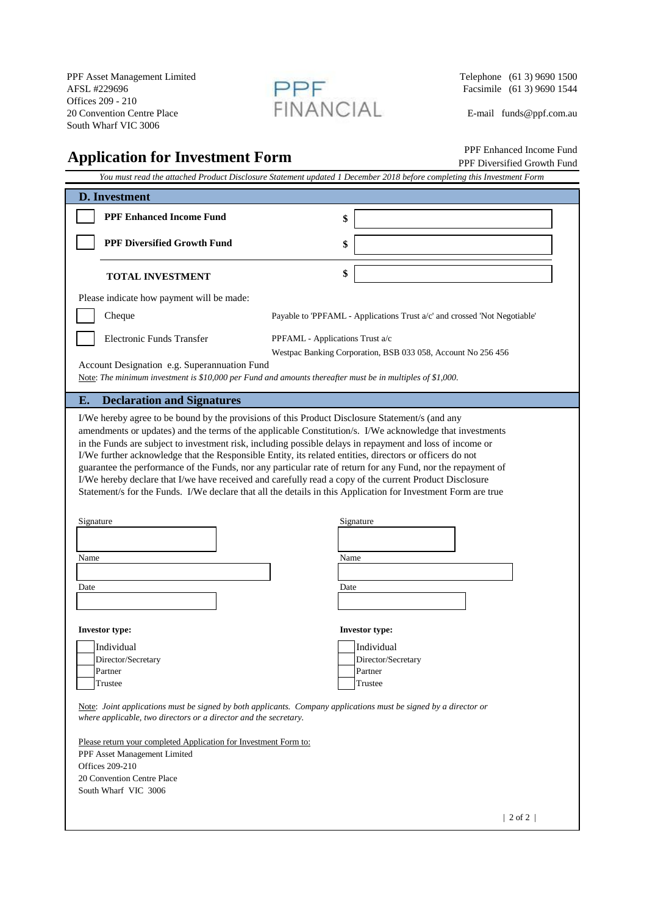PPF Asset Management Limited
AFSL #229696
Offices 209 - 210
20 Convention Centre Place
South Wharf VIC 3006

PPF FINANCIAL

Telephone (61 3) 9690 1500
Facsimile (61 3) 9690 1544

E-mail funds@ppf.com.au

# Application for Investment Form

PPF Enhanced Income Fund
PPF Diversified Growth Fund

*You must read the attached Product Disclosure Statement updated 1 December 2018 before completing this Investment Form*

## D. Investment

| | | |
|---|---|---|
| ☐ **PPF Enhanced Income Fund** | $ | |
| ☐ **PPF Diversified Growth Fund** | $ | |
| **TOTAL INVESTMENT** | $ | |

Please indicate how payment will be made:

| | |
|---|---|
| ☐ Cheque | Payable to 'PPFAML - Applications Trust a/c' and crossed 'Not Negotiable' |
| ☐ Electronic Funds Transfer | PPFAML - Applications Trust a/c<br>Westpac Banking Corporation, BSB 033 058, Account No 256 456 |

Account Designation e.g. Superannuation Fund

Note: *The minimum investment is $10,000 per Fund and amounts thereafter must be in multiples of $1,000.*

## E. Declaration and Signatures

I/We hereby agree to be bound by the provisions of this Product Disclosure Statement/s (and any amendments or updates) and the terms of the applicable Constitution/s. I/We acknowledge that investments in the Funds are subject to investment risk, including possible delays in repayment and loss of income or I/We further acknowledge that the Responsible Entity, its related entities, directors or officers do not guarantee the performance of the Funds, nor any particular rate of return for any Fund, nor the repayment of I/We hereby declare that I/we have received and carefully read a copy of the current Product Disclosure Statement/s for the Funds. I/We declare that all the details in this Application for Investment Form are true

| | |
|---|---|
| Signature | Signature |
| Name | Name |
| Date | Date |

| | |
|---|---|
| **Investor type:** | **Investor type:** |
| ☐ Individual | ☐ Individual |
| ☐ Director/Secretary | ☐ Director/Secretary |
| ☐ Partner | ☐ Partner |
| ☐ Trustee | ☐ Trustee |

Note: *Joint applications must be signed by both applicants. Company applications must be signed by a director or where applicable, two directors or a director and the secretary.*

Please return your completed Application for Investment Form to:
PPF Asset Management Limited
Offices 209-210
20 Convention Centre Place
South Wharf VIC 3006